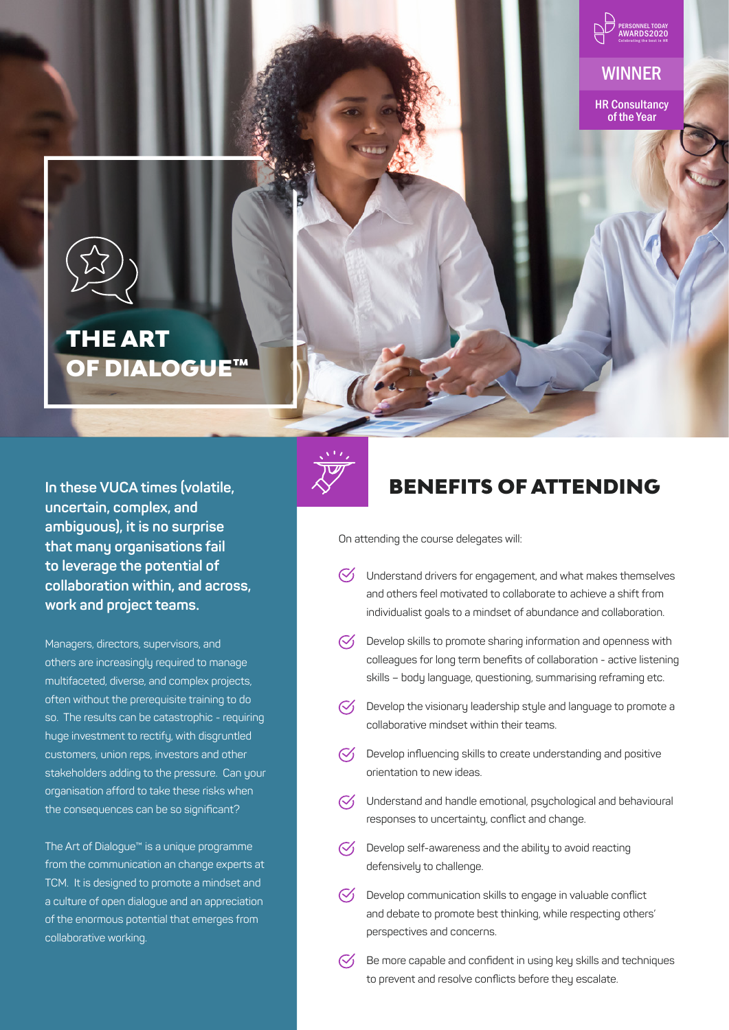PERSONNEL TODAY AWARDS2020
Celebrating the best in HR

WINNER

HR Consultancy of the Year

# THE ART OF DIALOGUE™

**In these VUCA times (volatile, uncertain, complex, and ambiguous), it is no surprise that many organisations fail to leverage the potential of collaboration within, and across, work and project teams.**

Managers, directors, supervisors, and others are increasingly required to manage multifaceted, diverse, and complex projects, often without the prerequisite training to do so. The results can be catastrophic - requiring huge investment to rectify, with disgruntled customers, union reps, investors and other stakeholders adding to the pressure. Can your organisation afford to take these risks when the consequences can be so significant?

The Art of Dialogue™ is a unique programme from the communication an change experts at TCM. It is designed to promote a mindset and a culture of open dialogue and an appreciation of the enormous potential that emerges from collaborative working.

## BENEFITS OF ATTENDING

On attending the course delegates will:

- Understand drivers for engagement, and what makes themselves and others feel motivated to collaborate to achieve a shift from individualist goals to a mindset of abundance and collaboration.
- Develop skills to promote sharing information and openness with colleagues for long term benefits of collaboration - active listening skills – body language, questioning, summarising reframing etc.
- Develop the visionary leadership style and language to promote a collaborative mindset within their teams.
- Develop influencing skills to create understanding and positive orientation to new ideas.
- Understand and handle emotional, psychological and behavioural responses to uncertainty, conflict and change.
- Develop self-awareness and the ability to avoid reacting defensively to challenge.
- Develop communication skills to engage in valuable conflict and debate to promote best thinking, while respecting others' perspectives and concerns.
- Be more capable and confident in using key skills and techniques to prevent and resolve conflicts before they escalate.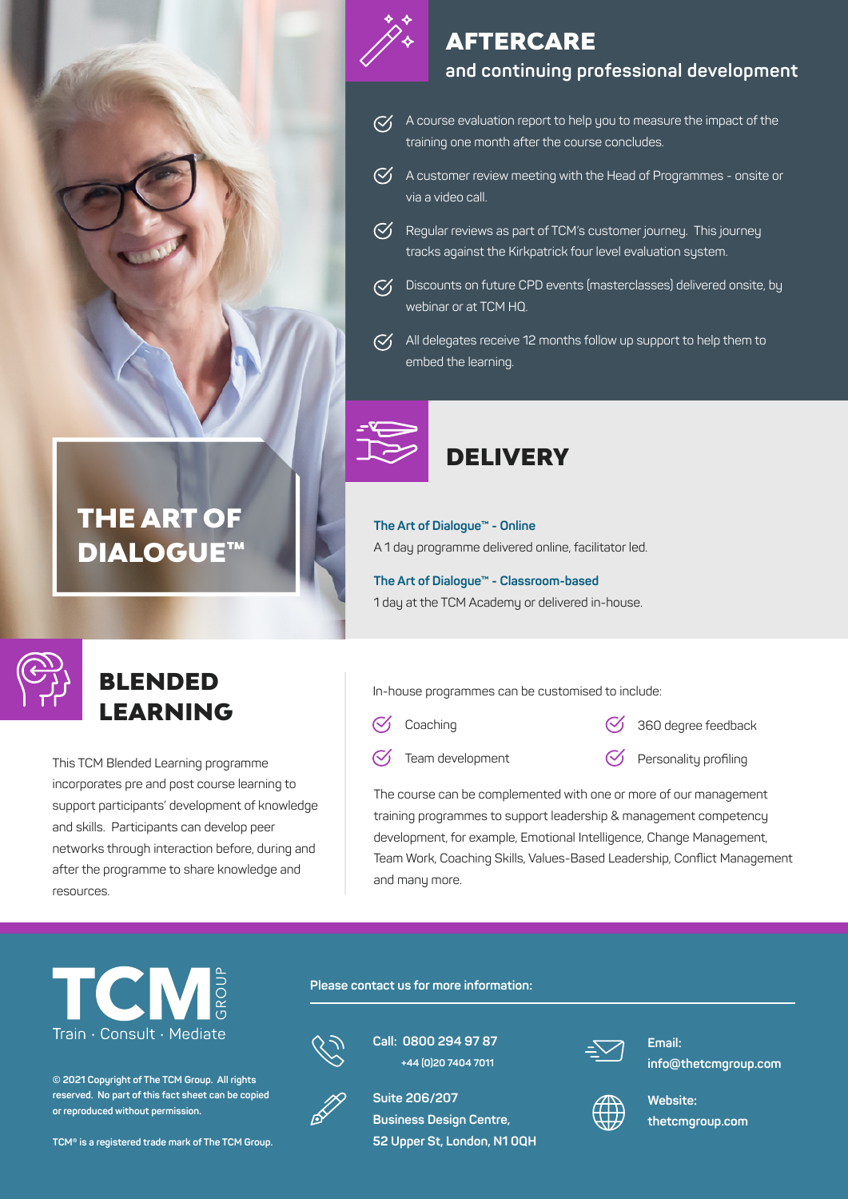# THE ART OF DIALOGUE™

## AFTERCARE

### and continuing professional development

- A course evaluation report to help you to measure the impact of the training one month after the course concludes.
- A customer review meeting with the Head of Programmes - onsite or via a video call.
- Regular reviews as part of TCM's customer journey. This journey tracks against the Kirkpatrick four level evaluation system.
- Discounts on future CPD events (masterclasses) delivered onsite, by webinar or at TCM HQ.
- All delegates receive 12 months follow up support to help them to embed the learning.

## DELIVERY

**The Art of Dialogue™ - Online**
A 1 day programme delivered online, facilitator led.

**The Art of Dialogue™ - Classroom-based**
1 day at the TCM Academy or delivered in-house.

## BLENDED LEARNING

This TCM Blended Learning programme incorporates pre and post course learning to support participants' development of knowledge and skills. Participants can develop peer networks through interaction before, during and after the programme to share knowledge and resources.

In-house programmes can be customised to include:

- Coaching
- Team development
- 360 degree feedback
- Personality profiling

The course can be complemented with one or more of our management training programmes to support leadership & management competency development, for example, Emotional Intelligence, Change Management, Team Work, Coaching Skills, Values-Based Leadership, Conflict Management and many more.

---

TCM GROUP
Train · Consult · Mediate

**Please contact us for more information:**

**Call: 0800 294 97 87**
**+44 (0)20 7404 7011**

**Email:**
**info@thetcmgroup.com**

**Suite 206/207**
**Business Design Centre,**
**52 Upper St, London, N1 0QH**

**Website:**
**thetcmgroup.com**

**© 2021 Copyright of The TCM Group. All rights reserved. No part of this fact sheet can be copied or reproduced without permission.**

**TCM® is a registered trade mark of The TCM Group.**